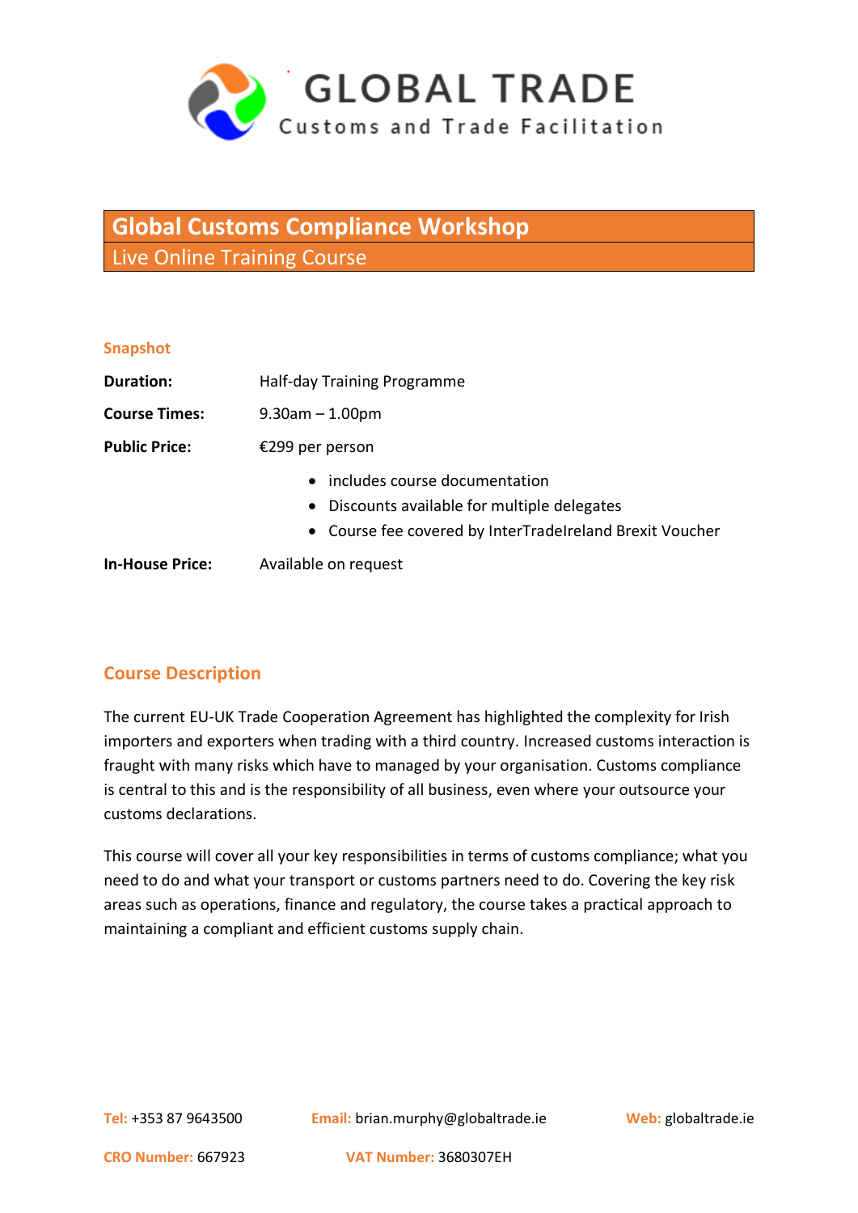# GLOBAL TRADE

Customs and Trade Facilitation

## Global Customs Compliance Workshop

Live Online Training Course

### Snapshot

| | |
|---|---|
| **Duration:** | Half-day Training Programme |
| **Course Times:** | 9.30am – 1.00pm |
| **Public Price:** | €299 per person |

- includes course documentation
- Discounts available for multiple delegates
- Course fee covered by InterTradeIreland Brexit Voucher

| | |
|---|---|
| **In-House Price:** | Available on request |

### Course Description

The current EU-UK Trade Cooperation Agreement has highlighted the complexity for Irish importers and exporters when trading with a third country. Increased customs interaction is fraught with many risks which have to managed by your organisation. Customs compliance is central to this and is the responsibility of all business, even where your outsource your customs declarations.

This course will cover all your key responsibilities in terms of customs compliance; what you need to do and what your transport or customs partners need to do. Covering the key risk areas such as operations, finance and regulatory, the course takes a practical approach to maintaining a compliant and efficient customs supply chain.

**Tel:** +353 87 9643500 **Email:** brian.murphy@globaltrade.ie **Web:** globaltrade.ie

**CRO Number:** 667923 **VAT Number:** 3680307EH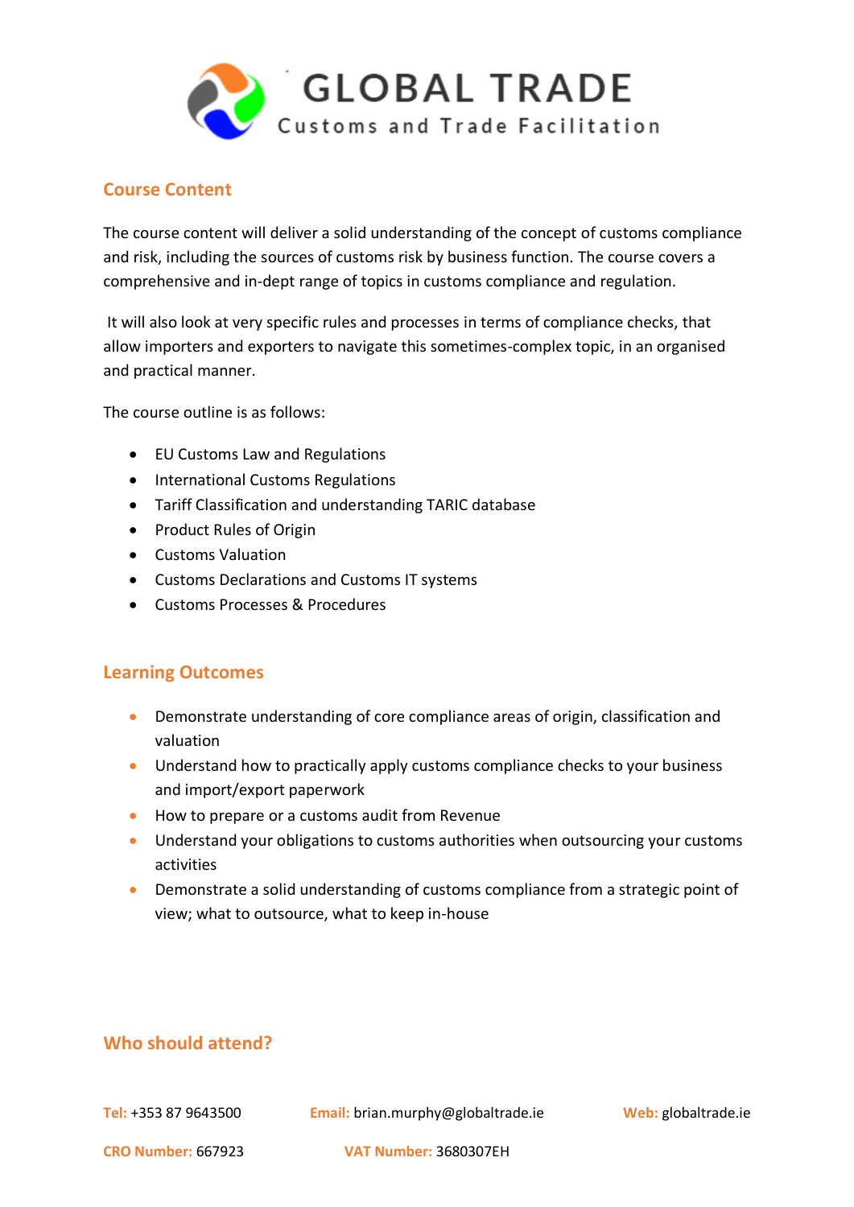# GLOBAL TRADE

Customs and Trade Facilitation

## Course Content

The course content will deliver a solid understanding of the concept of customs compliance and risk, including the sources of customs risk by business function. The course covers a comprehensive and in-dept range of topics in customs compliance and regulation.

It will also look at very specific rules and processes in terms of compliance checks, that allow importers and exporters to navigate this sometimes-complex topic, in an organised and practical manner.

The course outline is as follows:

- EU Customs Law and Regulations
- International Customs Regulations
- Tariff Classification and understanding TARIC database
- Product Rules of Origin
- Customs Valuation
- Customs Declarations and Customs IT systems
- Customs Processes & Procedures

## Learning Outcomes

- Demonstrate understanding of core compliance areas of origin, classification and valuation
- Understand how to practically apply customs compliance checks to your business and import/export paperwork
- How to prepare or a customs audit from Revenue
- Understand your obligations to customs authorities when outsourcing your customs activities
- Demonstrate a solid understanding of customs compliance from a strategic point of view; what to outsource, what to keep in-house

## Who should attend?

**Tel:** +353 87 9643500 **Email:** brian.murphy@globaltrade.ie **Web:** globaltrade.ie

**CRO Number:** 667923 **VAT Number:** 3680307EH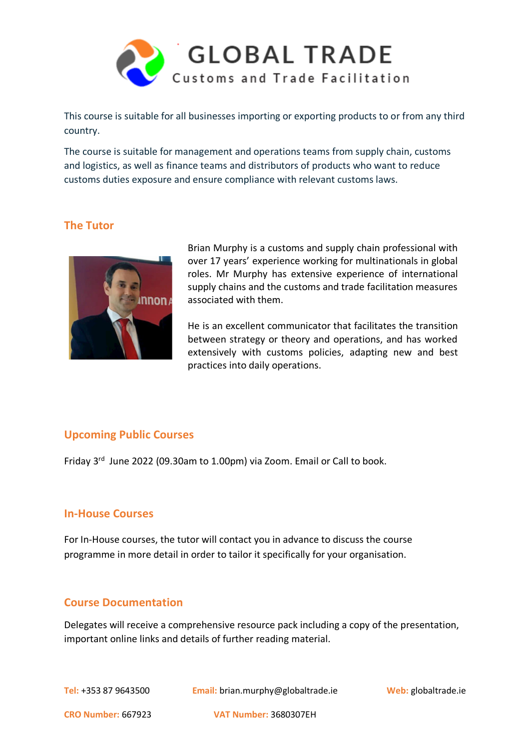# GLOBAL TRADE

Customs and Trade Facilitation

This course is suitable for all businesses importing or exporting products to or from any third country.

The course is suitable for management and operations teams from supply chain, customs and logistics, as well as finance teams and distributors of products who want to reduce customs duties exposure and ensure compliance with relevant customs laws.

## The Tutor

Brian Murphy is a customs and supply chain professional with over 17 years' experience working for multinationals in global roles. Mr Murphy has extensive experience of international supply chains and the customs and trade facilitation measures associated with them.

He is an excellent communicator that facilitates the transition between strategy or theory and operations, and has worked extensively with customs policies, adapting new and best practices into daily operations.

## Upcoming Public Courses

Friday 3rd June 2022 (09.30am to 1.00pm) via Zoom. Email or Call to book.

## In-House Courses

For In-House courses, the tutor will contact you in advance to discuss the course programme in more detail in order to tailor it specifically for your organisation.

## Course Documentation

Delegates will receive a comprehensive resource pack including a copy of the presentation, important online links and details of further reading material.

**Tel:** +353 87 9643500 **Email:** brian.murphy@globaltrade.ie **Web:** globaltrade.ie

**CRO Number:** 667923 **VAT Number:** 3680307EH